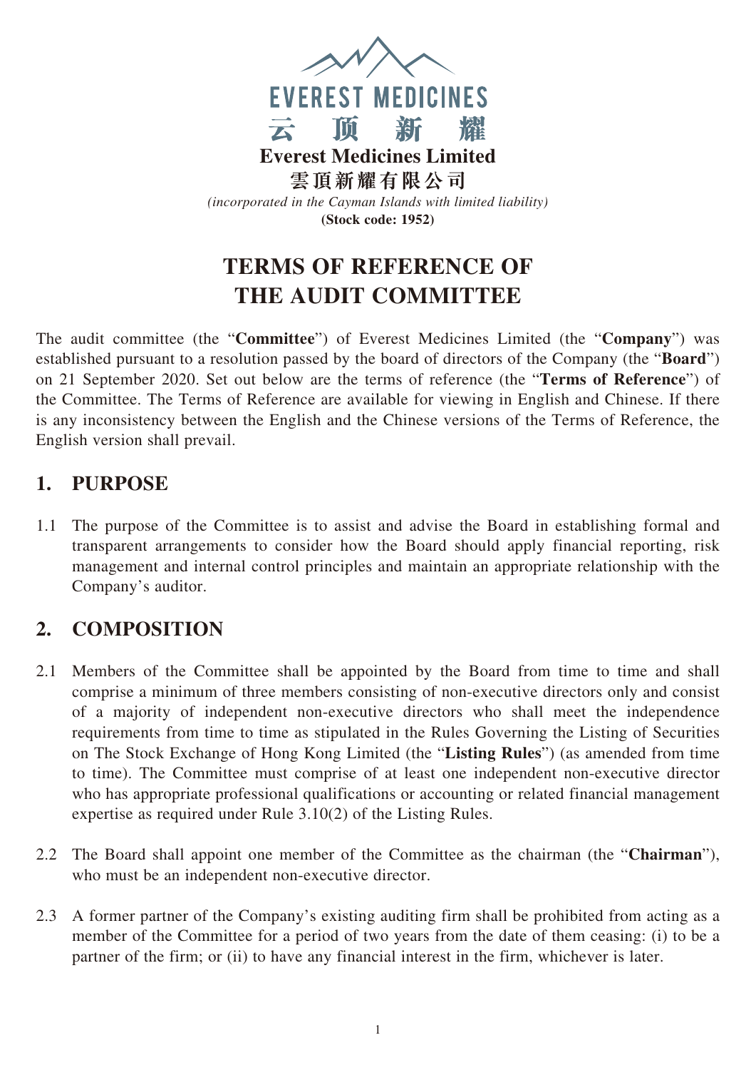EVEREST MEDICINES

云 顶 新 耀

**Everest Medicines Limited**

**雲頂新耀有限公司**

*(incorporated in the Cayman Islands with limited liability)*

**(Stock code: 1952)**

# TERMS OF REFERENCE OF THE AUDIT COMMITTEE

The audit committee (the "**Committee**") of Everest Medicines Limited (the "**Company**") was established pursuant to a resolution passed by the board of directors of the Company (the "**Board**") on 21 September 2020. Set out below are the terms of reference (the "**Terms of Reference**") of the Committee. The Terms of Reference are available for viewing in English and Chinese. If there is any inconsistency between the English and the Chinese versions of the Terms of Reference, the English version shall prevail.

## 1. PURPOSE

1.1 The purpose of the Committee is to assist and advise the Board in establishing formal and transparent arrangements to consider how the Board should apply financial reporting, risk management and internal control principles and maintain an appropriate relationship with the Company's auditor.

## 2. COMPOSITION

2.1 Members of the Committee shall be appointed by the Board from time to time and shall comprise a minimum of three members consisting of non-executive directors only and consist of a majority of independent non-executive directors who shall meet the independence requirements from time to time as stipulated in the Rules Governing the Listing of Securities on The Stock Exchange of Hong Kong Limited (the "**Listing Rules**") (as amended from time to time). The Committee must comprise of at least one independent non-executive director who has appropriate professional qualifications or accounting or related financial management expertise as required under Rule 3.10(2) of the Listing Rules.

2.2 The Board shall appoint one member of the Committee as the chairman (the "**Chairman**"), who must be an independent non-executive director.

2.3 A former partner of the Company's existing auditing firm shall be prohibited from acting as a member of the Committee for a period of two years from the date of them ceasing: (i) to be a partner of the firm; or (ii) to have any financial interest in the firm, whichever is later.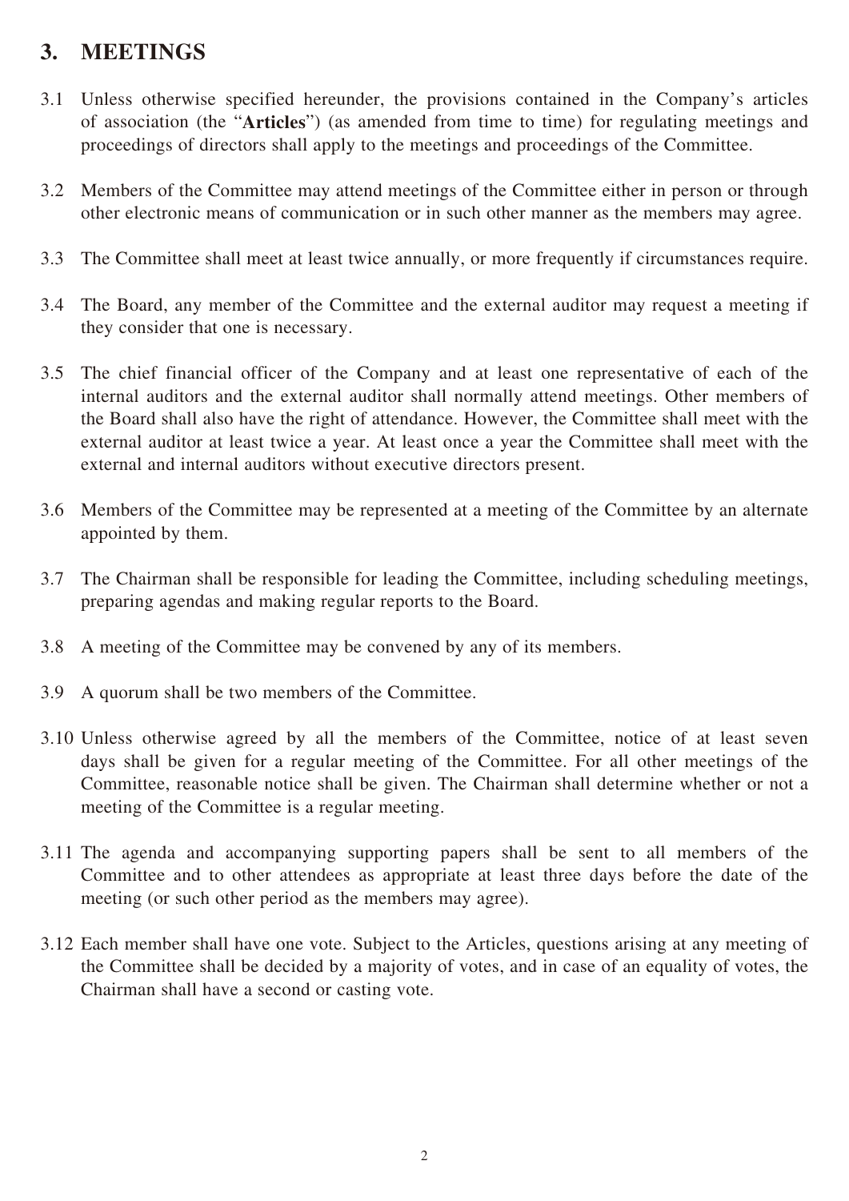## 3. MEETINGS

3.1 Unless otherwise specified hereunder, the provisions contained in the Company's articles of association (the "**Articles**") (as amended from time to time) for regulating meetings and proceedings of directors shall apply to the meetings and proceedings of the Committee.

3.2 Members of the Committee may attend meetings of the Committee either in person or through other electronic means of communication or in such other manner as the members may agree.

3.3 The Committee shall meet at least twice annually, or more frequently if circumstances require.

3.4 The Board, any member of the Committee and the external auditor may request a meeting if they consider that one is necessary.

3.5 The chief financial officer of the Company and at least one representative of each of the internal auditors and the external auditor shall normally attend meetings. Other members of the Board shall also have the right of attendance. However, the Committee shall meet with the external auditor at least twice a year. At least once a year the Committee shall meet with the external and internal auditors without executive directors present.

3.6 Members of the Committee may be represented at a meeting of the Committee by an alternate appointed by them.

3.7 The Chairman shall be responsible for leading the Committee, including scheduling meetings, preparing agendas and making regular reports to the Board.

3.8 A meeting of the Committee may be convened by any of its members.

3.9 A quorum shall be two members of the Committee.

3.10 Unless otherwise agreed by all the members of the Committee, notice of at least seven days shall be given for a regular meeting of the Committee. For all other meetings of the Committee, reasonable notice shall be given. The Chairman shall determine whether or not a meeting of the Committee is a regular meeting.

3.11 The agenda and accompanying supporting papers shall be sent to all members of the Committee and to other attendees as appropriate at least three days before the date of the meeting (or such other period as the members may agree).

3.12 Each member shall have one vote. Subject to the Articles, questions arising at any meeting of the Committee shall be decided by a majority of votes, and in case of an equality of votes, the Chairman shall have a second or casting vote.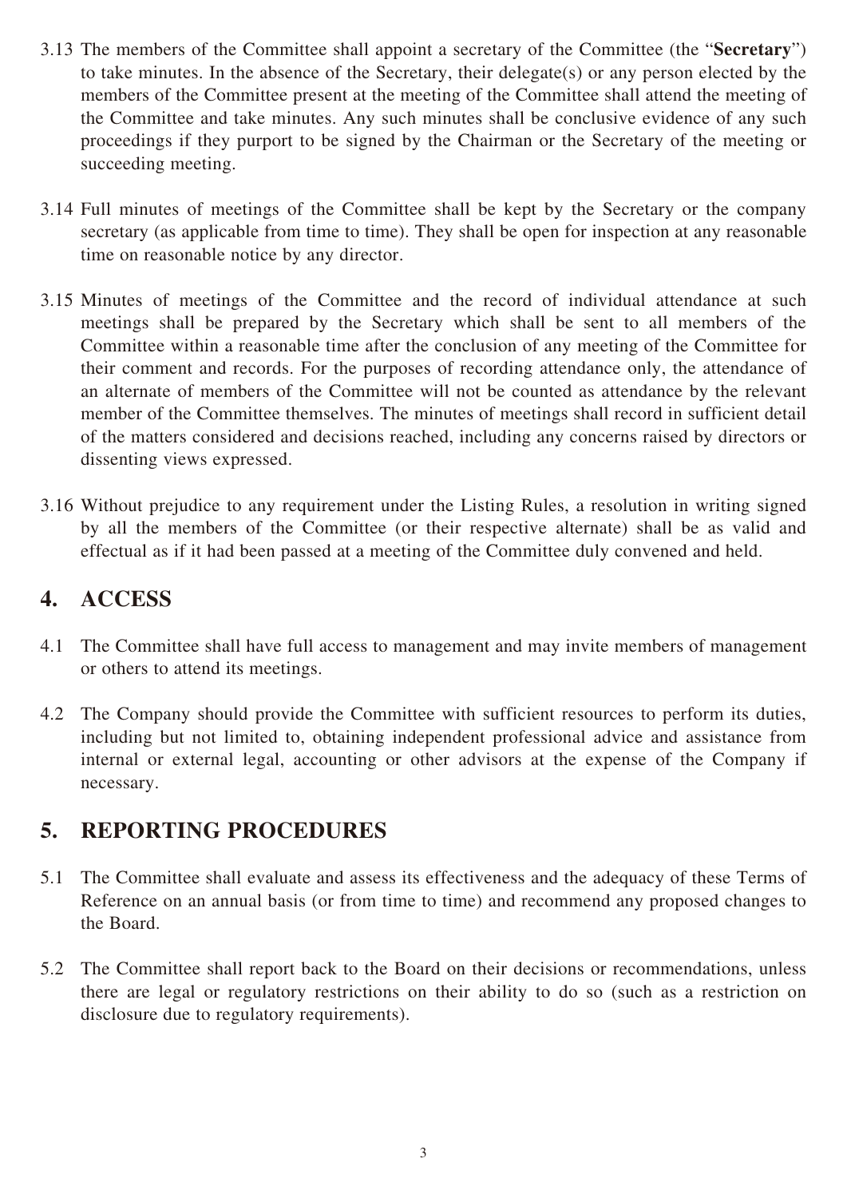3.13 The members of the Committee shall appoint a secretary of the Committee (the "**Secretary**") to take minutes. In the absence of the Secretary, their delegate(s) or any person elected by the members of the Committee present at the meeting of the Committee shall attend the meeting of the Committee and take minutes. Any such minutes shall be conclusive evidence of any such proceedings if they purport to be signed by the Chairman or the Secretary of the meeting or succeeding meeting.

3.14 Full minutes of meetings of the Committee shall be kept by the Secretary or the company secretary (as applicable from time to time). They shall be open for inspection at any reasonable time on reasonable notice by any director.

3.15 Minutes of meetings of the Committee and the record of individual attendance at such meetings shall be prepared by the Secretary which shall be sent to all members of the Committee within a reasonable time after the conclusion of any meeting of the Committee for their comment and records. For the purposes of recording attendance only, the attendance of an alternate of members of the Committee will not be counted as attendance by the relevant member of the Committee themselves. The minutes of meetings shall record in sufficient detail of the matters considered and decisions reached, including any concerns raised by directors or dissenting views expressed.

3.16 Without prejudice to any requirement under the Listing Rules, a resolution in writing signed by all the members of the Committee (or their respective alternate) shall be as valid and effectual as if it had been passed at a meeting of the Committee duly convened and held.

## 4. ACCESS

4.1 The Committee shall have full access to management and may invite members of management or others to attend its meetings.

4.2 The Company should provide the Committee with sufficient resources to perform its duties, including but not limited to, obtaining independent professional advice and assistance from internal or external legal, accounting or other advisors at the expense of the Company if necessary.

## 5. REPORTING PROCEDURES

5.1 The Committee shall evaluate and assess its effectiveness and the adequacy of these Terms of Reference on an annual basis (or from time to time) and recommend any proposed changes to the Board.

5.2 The Committee shall report back to the Board on their decisions or recommendations, unless there are legal or regulatory restrictions on their ability to do so (such as a restriction on disclosure due to regulatory requirements).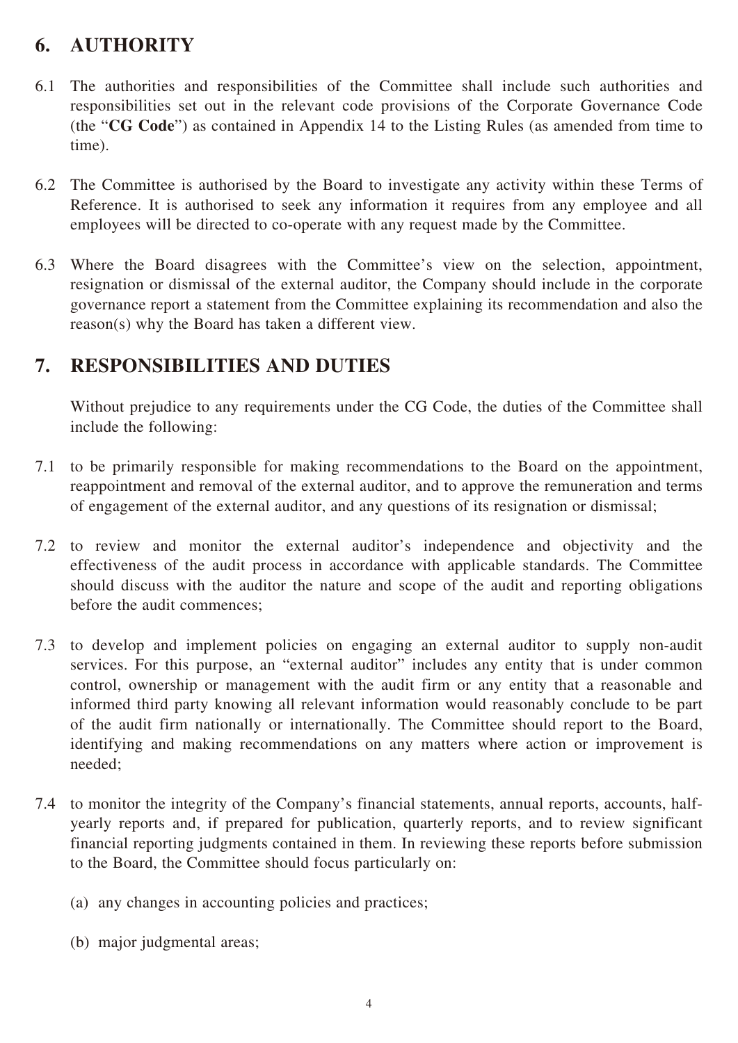## 6. AUTHORITY

6.1 The authorities and responsibilities of the Committee shall include such authorities and responsibilities set out in the relevant code provisions of the Corporate Governance Code (the "**CG Code**") as contained in Appendix 14 to the Listing Rules (as amended from time to time).

6.2 The Committee is authorised by the Board to investigate any activity within these Terms of Reference. It is authorised to seek any information it requires from any employee and all employees will be directed to co-operate with any request made by the Committee.

6.3 Where the Board disagrees with the Committee's view on the selection, appointment, resignation or dismissal of the external auditor, the Company should include in the corporate governance report a statement from the Committee explaining its recommendation and also the reason(s) why the Board has taken a different view.

## 7. RESPONSIBILITIES AND DUTIES

Without prejudice to any requirements under the CG Code, the duties of the Committee shall include the following:

7.1 to be primarily responsible for making recommendations to the Board on the appointment, reappointment and removal of the external auditor, and to approve the remuneration and terms of engagement of the external auditor, and any questions of its resignation or dismissal;

7.2 to review and monitor the external auditor's independence and objectivity and the effectiveness of the audit process in accordance with applicable standards. The Committee should discuss with the auditor the nature and scope of the audit and reporting obligations before the audit commences;

7.3 to develop and implement policies on engaging an external auditor to supply non-audit services. For this purpose, an "external auditor" includes any entity that is under common control, ownership or management with the audit firm or any entity that a reasonable and informed third party knowing all relevant information would reasonably conclude to be part of the audit firm nationally or internationally. The Committee should report to the Board, identifying and making recommendations on any matters where action or improvement is needed;

7.4 to monitor the integrity of the Company's financial statements, annual reports, accounts, half-yearly reports and, if prepared for publication, quarterly reports, and to review significant financial reporting judgments contained in them. In reviewing these reports before submission to the Board, the Committee should focus particularly on:

(a) any changes in accounting policies and practices;

(b) major judgmental areas;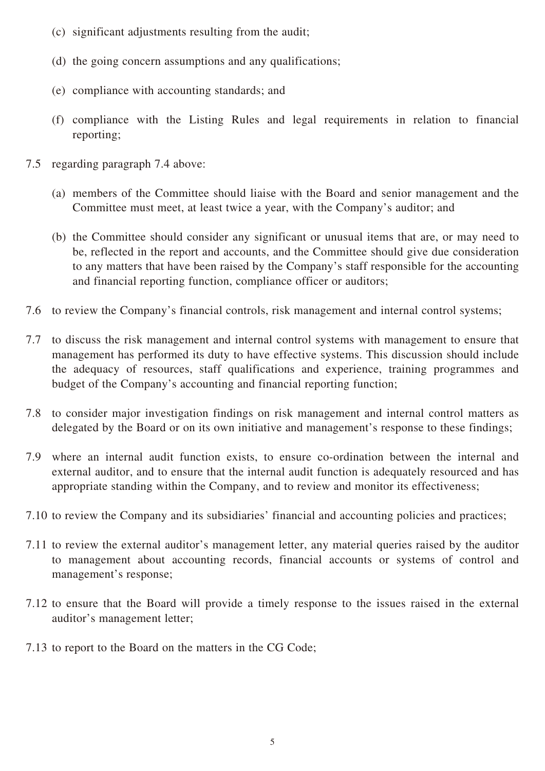(c) significant adjustments resulting from the audit;

(d) the going concern assumptions and any qualifications;

(e) compliance with accounting standards; and

(f) compliance with the Listing Rules and legal requirements in relation to financial reporting;

7.5 regarding paragraph 7.4 above:

(a) members of the Committee should liaise with the Board and senior management and the Committee must meet, at least twice a year, with the Company's auditor; and

(b) the Committee should consider any significant or unusual items that are, or may need to be, reflected in the report and accounts, and the Committee should give due consideration to any matters that have been raised by the Company's staff responsible for the accounting and financial reporting function, compliance officer or auditors;

7.6 to review the Company's financial controls, risk management and internal control systems;

7.7 to discuss the risk management and internal control systems with management to ensure that management has performed its duty to have effective systems. This discussion should include the adequacy of resources, staff qualifications and experience, training programmes and budget of the Company's accounting and financial reporting function;

7.8 to consider major investigation findings on risk management and internal control matters as delegated by the Board or on its own initiative and management's response to these findings;

7.9 where an internal audit function exists, to ensure co-ordination between the internal and external auditor, and to ensure that the internal audit function is adequately resourced and has appropriate standing within the Company, and to review and monitor its effectiveness;

7.10 to review the Company and its subsidiaries' financial and accounting policies and practices;

7.11 to review the external auditor's management letter, any material queries raised by the auditor to management about accounting records, financial accounts or systems of control and management's response;

7.12 to ensure that the Board will provide a timely response to the issues raised in the external auditor's management letter;

7.13 to report to the Board on the matters in the CG Code;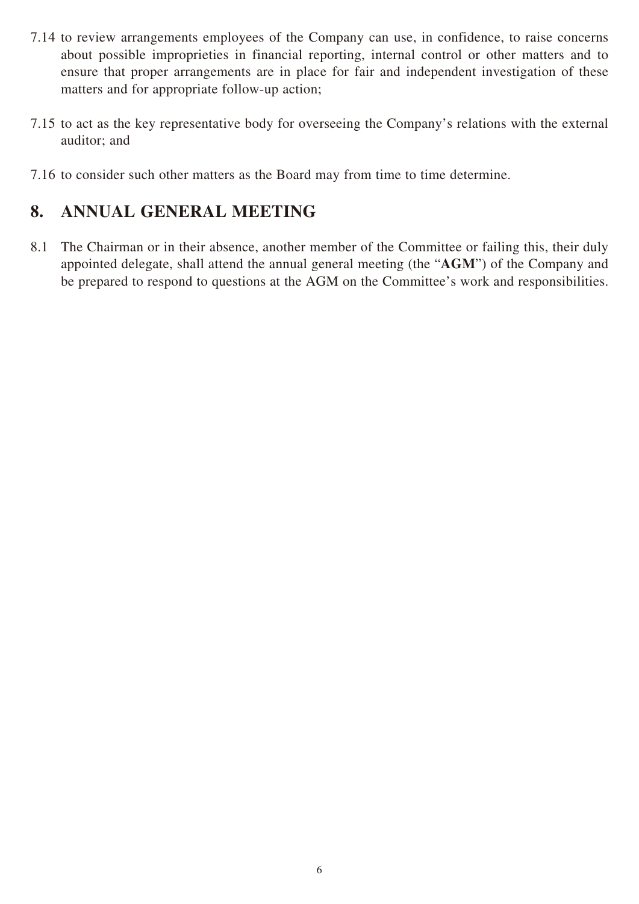7.14 to review arrangements employees of the Company can use, in confidence, to raise concerns about possible improprieties in financial reporting, internal control or other matters and to ensure that proper arrangements are in place for fair and independent investigation of these matters and for appropriate follow-up action;

7.15 to act as the key representative body for overseeing the Company's relations with the external auditor; and

7.16 to consider such other matters as the Board may from time to time determine.

## 8. ANNUAL GENERAL MEETING

8.1 The Chairman or in their absence, another member of the Committee or failing this, their duly appointed delegate, shall attend the annual general meeting (the "**AGM**") of the Company and be prepared to respond to questions at the AGM on the Committee's work and responsibilities.